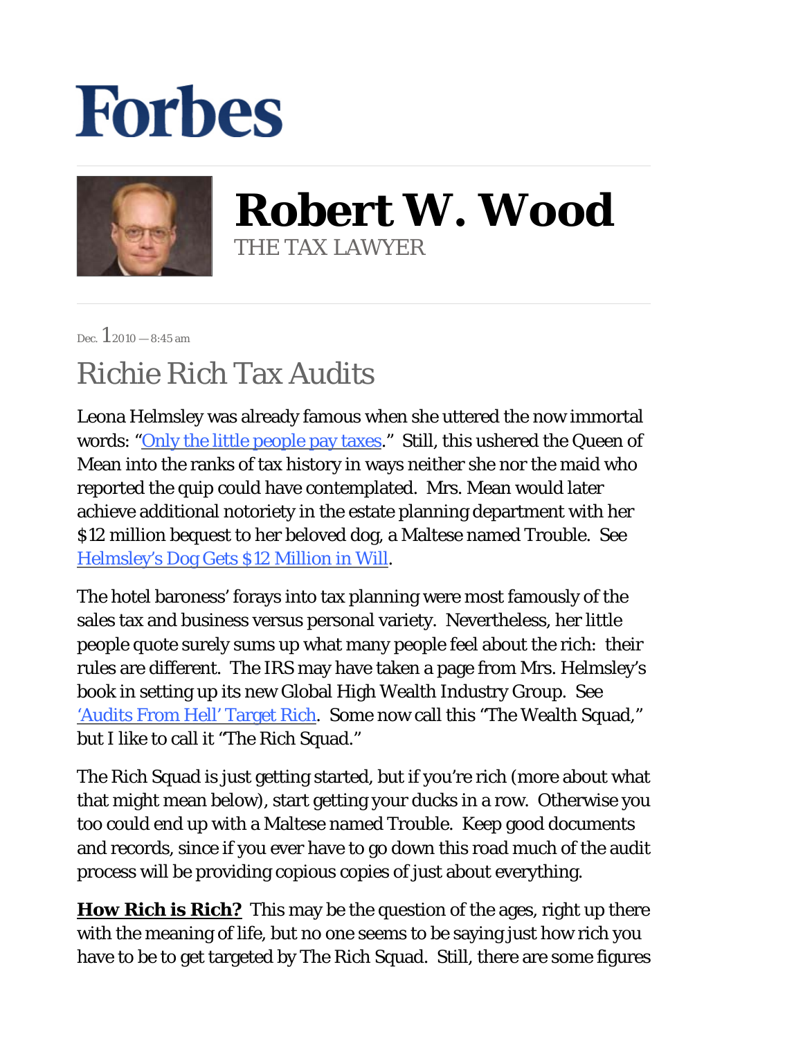# Forbes

## Robert W. Wood
THE TAX LAWYER

Dec. 1 2010 — 8:45 am

# Richie Rich Tax Audits

Leona Helmsley was already famous when she uttered the now immortal words: "Only the little people pay taxes." Still, this ushered the Queen of Mean into the ranks of tax history in ways neither she nor the maid who reported the quip could have contemplated. Mrs. Mean would later achieve additional notoriety in the estate planning department with her $12 million bequest to her beloved dog, a Maltese named Trouble. See Helmsley's Dog Gets $12 Million in Will.

The hotel baroness' forays into tax planning were most famously of the sales tax and business versus personal variety. Nevertheless, her little people quote surely sums up what many people feel about the rich: their rules are different. The IRS may have taken a page from Mrs. Helmsley's book in setting up its new Global High Wealth Industry Group. See 'Audits From Hell' Target Rich. Some now call this "The Wealth Squad," but I like to call it "The Rich Squad."

The Rich Squad is just getting started, but if you're rich (more about what that might mean below), start getting your ducks in a row. Otherwise you too could end up with a Maltese named Trouble. Keep good documents and records, since if you ever have to go down this road much of the audit process will be providing copious copies of just about everything.

**How Rich is Rich?** This may be the question of the ages, right up there with the meaning of life, but no one seems to be saying just how rich you have to be to get targeted by The Rich Squad. Still, there are some figures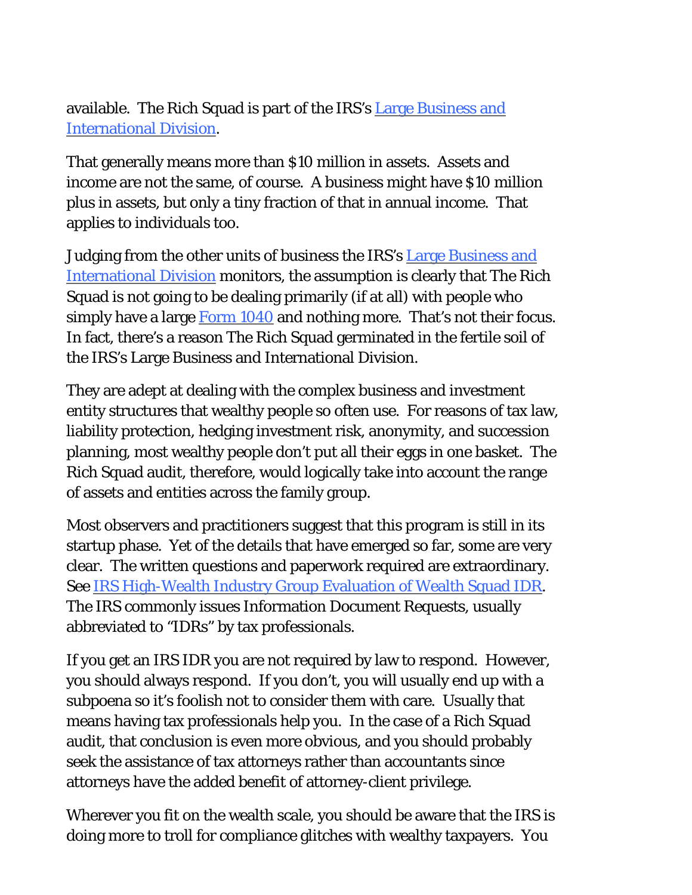available. The Rich Squad is part of the IRS's [Large Business and International Division](#).

That generally means more than $10 million in assets. Assets and income are not the same, of course. A business might have $10 million plus in assets, but only a tiny fraction of that in annual income. That applies to individuals too.

Judging from the other units of business the IRS's [Large Business and International Division](#) monitors, the assumption is clearly that The Rich Squad is not going to be dealing primarily (if at all) with people who simply have a large [Form 1040](#) and nothing more. That's not their focus. In fact, there's a reason The Rich Squad germinated in the fertile soil of the IRS's Large Business and International Division.

They are adept at dealing with the complex business and investment entity structures that wealthy people so often use. For reasons of tax law, liability protection, hedging investment risk, anonymity, and succession planning, most wealthy people don't put all their eggs in one basket. The Rich Squad audit, therefore, would logically take into account the range of assets and entities across the family group.

Most observers and practitioners suggest that this program is still in its startup phase. Yet of the details that have emerged so far, some are very clear. The written questions and paperwork required are extraordinary. See [IRS High-Wealth Industry Group Evaluation of Wealth Squad IDR](#). The IRS commonly issues Information Document Requests, usually abbreviated to "IDRs" by tax professionals.

If you get an IRS IDR you are not required by law to respond. However, you should always respond. If you don't, you will usually end up with a subpoena so it's foolish not to consider them with care. Usually that means having tax professionals help you. In the case of a Rich Squad audit, that conclusion is even more obvious, and you should probably seek the assistance of tax attorneys rather than accountants since attorneys have the added benefit of attorney-client privilege.

Wherever you fit on the wealth scale, you should be aware that the IRS is doing more to troll for compliance glitches with wealthy taxpayers. You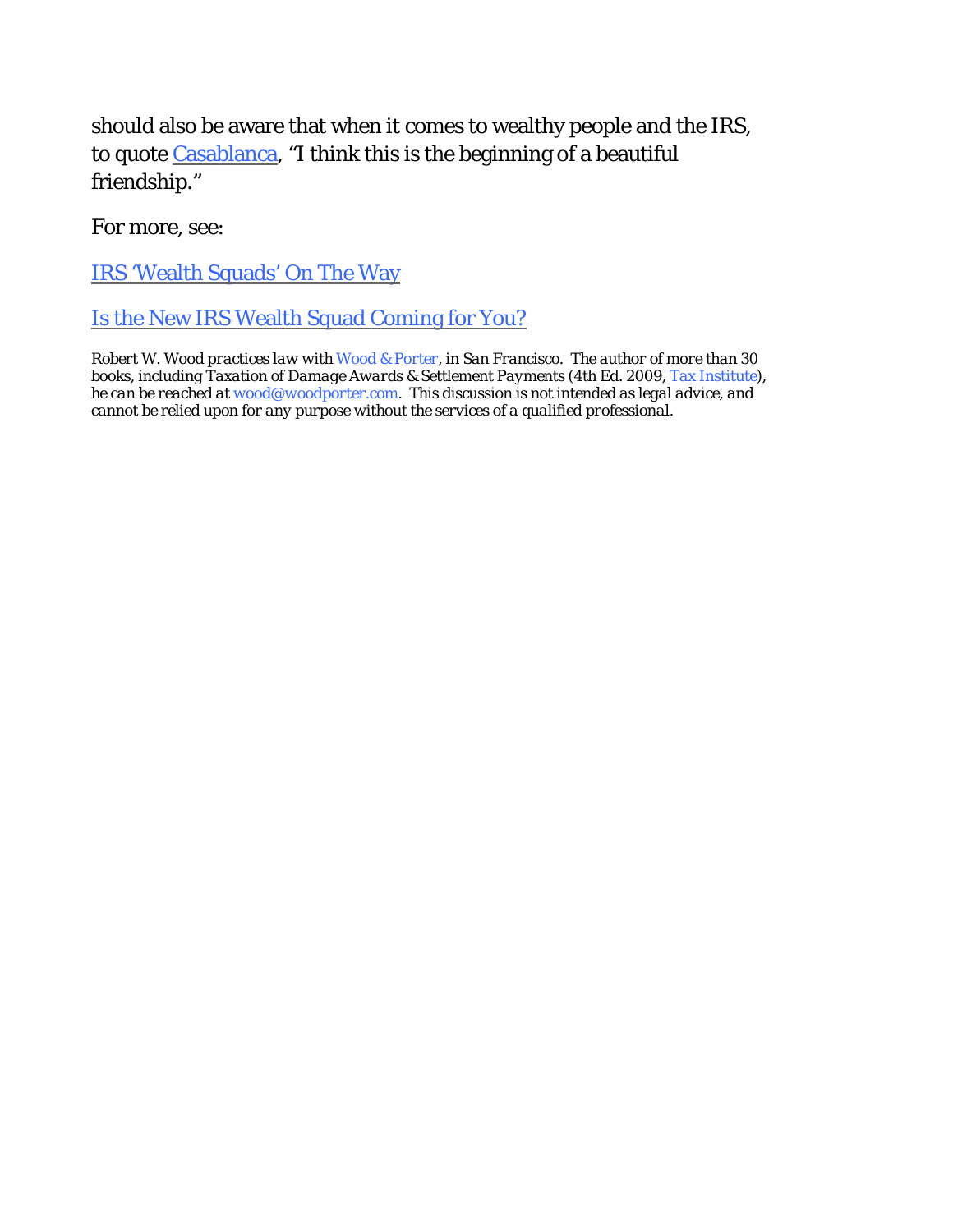should also be aware that when it comes to wealthy people and the IRS, to quote Casablanca, "I think this is the beginning of a beautiful friendship."

For more, see:

IRS 'Wealth Squads' On The Way

Is the New IRS Wealth Squad Coming for You?

*Robert W. Wood practices law with Wood & Porter, in San Francisco. The author of more than 30 books, including Taxation of Damage Awards & Settlement Payments (4th Ed. 2009, Tax Institute), he can be reached at wood@woodporter.com. This discussion is not intended as legal advice, and cannot be relied upon for any purpose without the services of a qualified professional.*